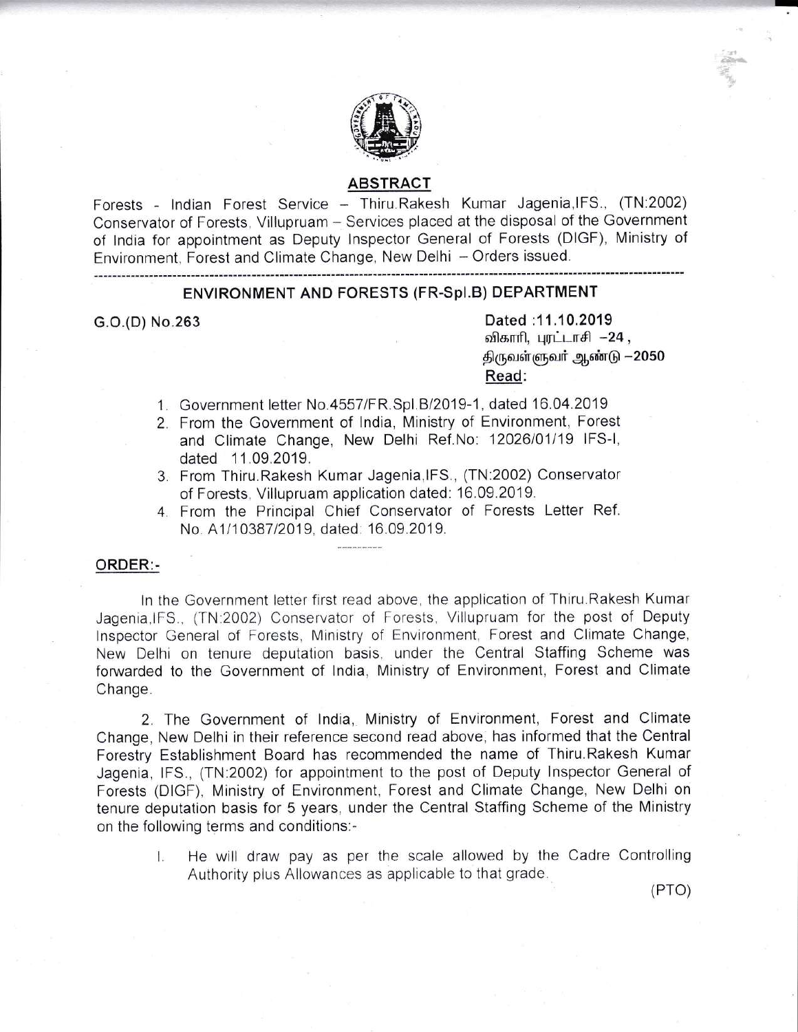## ABSTRACT

Forests - Indian Forest Service – Thiru.Rakesh Kumar Jagenia,IFS., (TN:2002) Conservator of Forests, Villupruam – Services placed at the disposal of the Government of India for appointment as Deputy Inspector General of Forests (DIGF), Ministry of Environment, Forest and Climate Change, New Delhi – Orders issued.

---

### ENVIRONMENT AND FORESTS (FR-Spl.B) DEPARTMENT

G.O.(D) No.263

Dated :11.10.2019
விகாரி, புரட்டாசி –24,
திருவள்ளுவர் ஆண்டு –2050

**Read:**

1. Government letter No.4557/FR.Spl.B/2019-1, dated 16.04.2019
2. From the Government of India, Ministry of Environment, Forest and Climate Change, New Delhi Ref.No: 12026/01/19 IFS-I, dated 11.09.2019.
3. From Thiru.Rakesh Kumar Jagenia,IFS., (TN:2002) Conservator of Forests, Villupruam application dated: 16.09.2019.
4. From the Principal Chief Conservator of Forests Letter Ref. No. A1/10387/2019, dated: 16.09.2019.

---

**ORDER:-**

In the Government letter first read above, the application of Thiru.Rakesh Kumar Jagenia,IFS., (TN:2002) Conservator of Forests, Villupruam for the post of Deputy Inspector General of Forests, Ministry of Environment, Forest and Climate Change, New Delhi on tenure deputation basis, under the Central Staffing Scheme was forwarded to the Government of India, Ministry of Environment, Forest and Climate Change.

2. The Government of India, Ministry of Environment, Forest and Climate Change, New Delhi in their reference second read above, has informed that the Central Forestry Establishment Board has recommended the name of Thiru.Rakesh Kumar Jagenia, IFS., (TN:2002) for appointment to the post of Deputy Inspector General of Forests (DIGF), Ministry of Environment, Forest and Climate Change, New Delhi on tenure deputation basis for 5 years, under the Central Staffing Scheme of the Ministry on the following terms and conditions:-

I. He will draw pay as per the scale allowed by the Cadre Controlling Authority plus Allowances as applicable to that grade.

(PTO)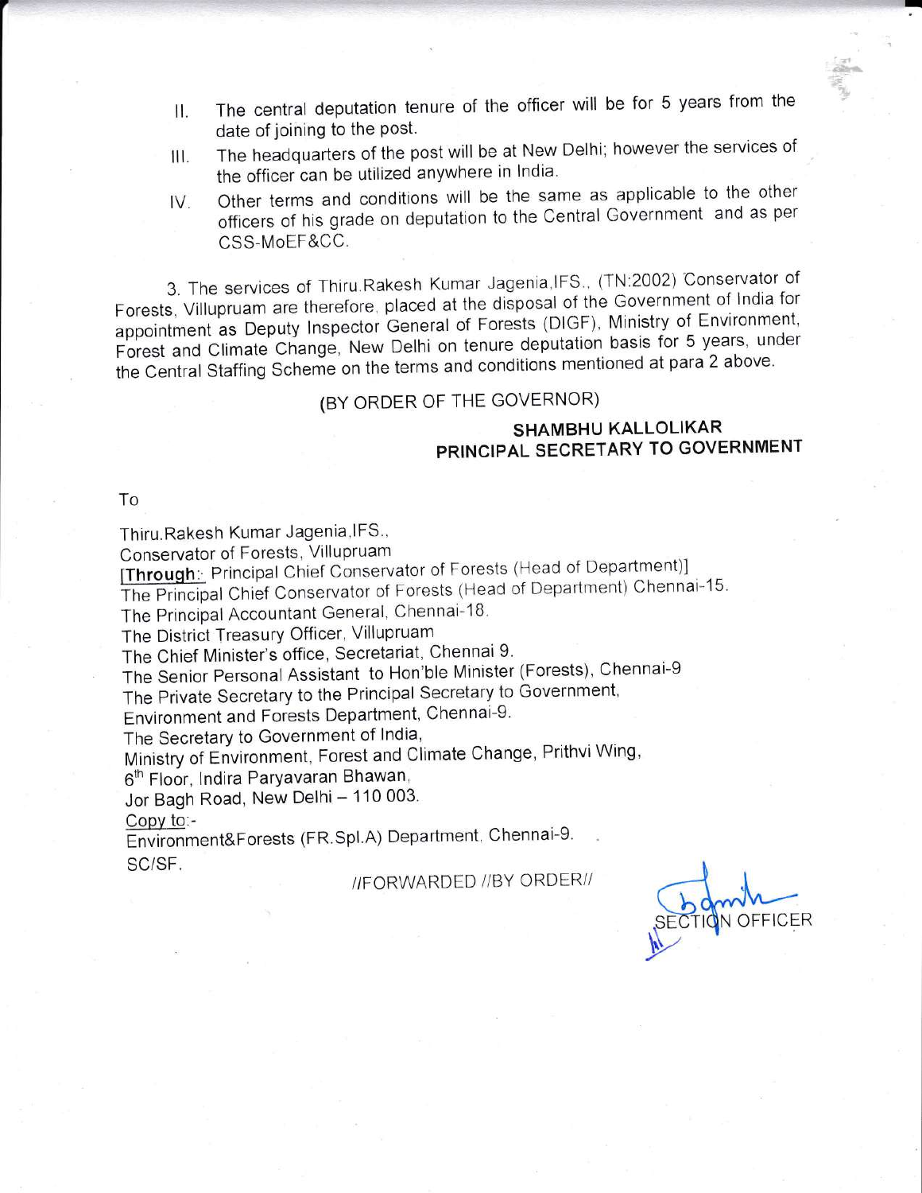II. The central deputation tenure of the officer will be for 5 years from the date of joining to the post.

III. The headquarters of the post will be at New Delhi; however the services of the officer can be utilized anywhere in India.

IV. Other terms and conditions will be the same as applicable to the other officers of his grade on deputation to the Central Government and as per CSS-MoEF&CC.

3. The services of Thiru.Rakesh Kumar Jagenia,IFS., (TN:2002) Conservator of Forests, Villupruam are therefore, placed at the disposal of the Government of India for appointment as Deputy Inspector General of Forests (DIGF), Ministry of Environment, Forest and Climate Change, New Delhi on tenure deputation basis for 5 years, under the Central Staffing Scheme on the terms and conditions mentioned at para 2 above.

(BY ORDER OF THE GOVERNOR)

**SHAMBHU KALLOLIKAR**
**PRINCIPAL SECRETARY TO GOVERNMENT**

To

Thiru.Rakesh Kumar Jagenia,IFS.,
Conservator of Forests, Villupruam
[**Through**: Principal Chief Conservator of Forests (Head of Department)]
The Principal Chief Conservator of Forests (Head of Department) Chennai-15.
The Principal Accountant General, Chennai-18.
The District Treasury Officer, Villupruam
The Chief Minister's office, Secretariat, Chennai 9.
The Senior Personal Assistant to Hon'ble Minister (Forests), Chennai-9
The Private Secretary to the Principal Secretary to Government,
Environment and Forests Department, Chennai-9.
The Secretary to Government of India,
Ministry of Environment, Forest and Climate Change, Prithvi Wing,
6th Floor, Indira Paryavaran Bhawan,
Jor Bagh Road, New Delhi – 110 003.

Copy to:-
Environment&Forests (FR.Spl.A) Department, Chennai-9.
SC/SF.

//FORWARDED //BY ORDER//

SECTION OFFICER